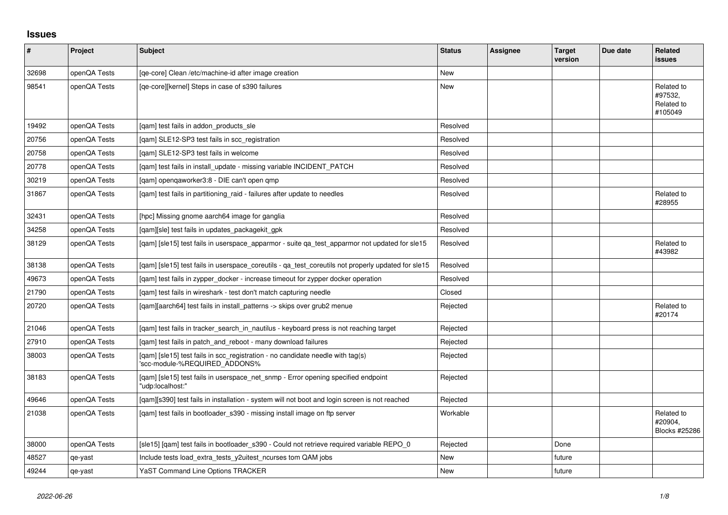## Issues

| # | Project | Subject | Status | Assignee | Target version | Due date | Related issues |
|---|---|---|---|---|---|---|---|
| 32698 | openQA Tests | [qe-core] Clean /etc/machine-id after image creation | New | | | | |
| 98541 | openQA Tests | [qe-core][kernel] Steps in case of s390 failures | New | | | | Related to #97532, Related to #105049 |
| 19492 | openQA Tests | [qam] test fails in addon_products_sle | Resolved | | | | |
| 20756 | openQA Tests | [qam] SLE12-SP3 test fails in scc_registration | Resolved | | | | |
| 20758 | openQA Tests | [qam] SLE12-SP3 test fails in welcome | Resolved | | | | |
| 20778 | openQA Tests | [qam] test fails in install_update - missing variable INCIDENT_PATCH | Resolved | | | | |
| 30219 | openQA Tests | [qam] openqaworker3:8 - DIE can't open qmp | Resolved | | | | |
| 31867 | openQA Tests | [qam] test fails in partitioning_raid - failures after update to needles | Resolved | | | | Related to #28955 |
| 32431 | openQA Tests | [hpc] Missing gnome aarch64 image for ganglia | Resolved | | | | |
| 34258 | openQA Tests | [qam][sle] test fails in updates_packagekit_gpk | Resolved | | | | |
| 38129 | openQA Tests | [qam] [sle15] test fails in userspace_apparmor - suite qa_test_apparmor not updated for sle15 | Resolved | | | | Related to #43982 |
| 38138 | openQA Tests | [qam] [sle15] test fails in userspace_coreutils - qa_test_coreutils not properly updated for sle15 | Resolved | | | | |
| 49673 | openQA Tests | [qam] test fails in zypper_docker - increase timeout for zypper docker operation | Resolved | | | | |
| 21790 | openQA Tests | [qam] test fails in wireshark - test don't match capturing needle | Closed | | | | |
| 20720 | openQA Tests | [qam][aarch64] test fails in install_patterns -> skips over grub2 menue | Rejected | | | | Related to #20174 |
| 21046 | openQA Tests | [qam] test fails in tracker_search_in_nautilus - keyboard press is not reaching target | Rejected | | | | |
| 27910 | openQA Tests | [qam] test fails in patch_and_reboot - many download failures | Rejected | | | | |
| 38003 | openQA Tests | [qam] [sle15] test fails in scc_registration - no candidate needle with tag(s) 'scc-module-%REQUIRED_ADDONS% | Rejected | | | | |
| 38183 | openQA Tests | [qam] [sle15] test fails in userspace_net_snmp - Error opening specified endpoint "udp:localhost:" | Rejected | | | | |
| 49646 | openQA Tests | [qam][s390] test fails in installation - system will not boot and login screen is not reached | Rejected | | | | |
| 21038 | openQA Tests | [qam] test fails in bootloader_s390 - missing install image on ftp server | Workable | | | | Related to #20904, Blocks #25286 |
| 38000 | openQA Tests | [sle15] [qam] test fails in bootloader_s390 - Could not retrieve required variable REPO_0 | Rejected | | Done | | |
| 48527 | qe-yast | Include tests load_extra_tests_y2uitest_ncurses tom QAM jobs | New | | future | | |
| 49244 | qe-yast | YaST Command Line Options TRACKER | New | | future | | |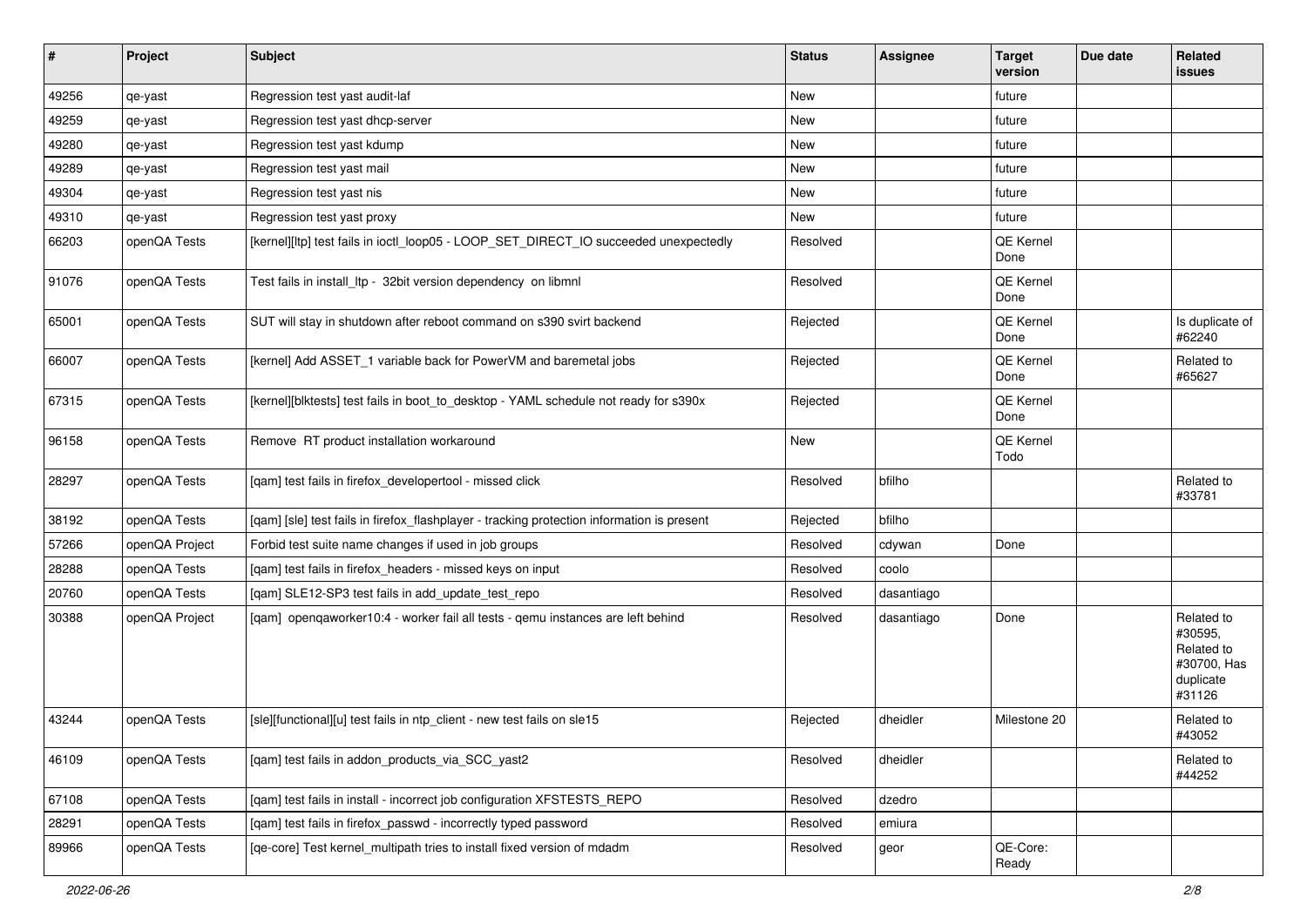| # | Project | Subject | Status | Assignee | Target version | Due date | Related issues |
|---|---|---|---|---|---|---|---|
| 49256 | qe-yast | Regression test yast audit-laf | New | | future | | |
| 49259 | qe-yast | Regression test yast dhcp-server | New | | future | | |
| 49280 | qe-yast | Regression test yast kdump | New | | future | | |
| 49289 | qe-yast | Regression test yast mail | New | | future | | |
| 49304 | qe-yast | Regression test yast nis | New | | future | | |
| 49310 | qe-yast | Regression test yast proxy | New | | future | | |
| 66203 | openQA Tests | [kernel][ltp] test fails in ioctl_loop05 - LOOP_SET_DIRECT_IO succeeded unexpectedly | Resolved | | QE Kernel Done | | |
| 91076 | openQA Tests | Test fails in install_ltp - 32bit version dependency on libmnl | Resolved | | QE Kernel Done | | |
| 65001 | openQA Tests | SUT will stay in shutdown after reboot command on s390 svirt backend | Rejected | | QE Kernel Done | | Is duplicate of #62240 |
| 66007 | openQA Tests | [kernel] Add ASSET_1 variable back for PowerVM and baremetal jobs | Rejected | | QE Kernel Done | | Related to #65627 |
| 67315 | openQA Tests | [kernel][blktests] test fails in boot_to_desktop - YAML schedule not ready for s390x | Rejected | | QE Kernel Done | | |
| 96158 | openQA Tests | Remove RT product installation workaround | New | | QE Kernel Todo | | |
| 28297 | openQA Tests | [qam] test fails in firefox_developertool - missed click | Resolved | bfilho | | | Related to #33781 |
| 38192 | openQA Tests | [qam] [sle] test fails in firefox_flashplayer - tracking protection information is present | Rejected | bfilho | | | |
| 57266 | openQA Project | Forbid test suite name changes if used in job groups | Resolved | cdywan | Done | | |
| 28288 | openQA Tests | [qam] test fails in firefox_headers - missed keys on input | Resolved | coolo | | | |
| 20760 | openQA Tests | [qam] SLE12-SP3 test fails in add_update_test_repo | Resolved | dasantiago | | | |
| 30388 | openQA Project | [qam] openqaworker10:4 - worker fail all tests - qemu instances are left behind | Resolved | dasantiago | Done | | Related to #30595, Related to #30700, Has duplicate #31126 |
| 43244 | openQA Tests | [sle][functional][u] test fails in ntp_client - new test fails on sle15 | Rejected | dheidler | Milestone 20 | | Related to #43052 |
| 46109 | openQA Tests | [qam] test fails in addon_products_via_SCC_yast2 | Resolved | dheidler | | | Related to #44252 |
| 67108 | openQA Tests | [qam] test fails in install - incorrect job configuration XFSTESTS_REPO | Resolved | dzedro | | | |
| 28291 | openQA Tests | [qam] test fails in firefox_passwd - incorrectly typed password | Resolved | emiura | | | |
| 89966 | openQA Tests | [qe-core] Test kernel_multipath tries to install fixed version of mdadm | Resolved | geor | QE-Core: Ready | | |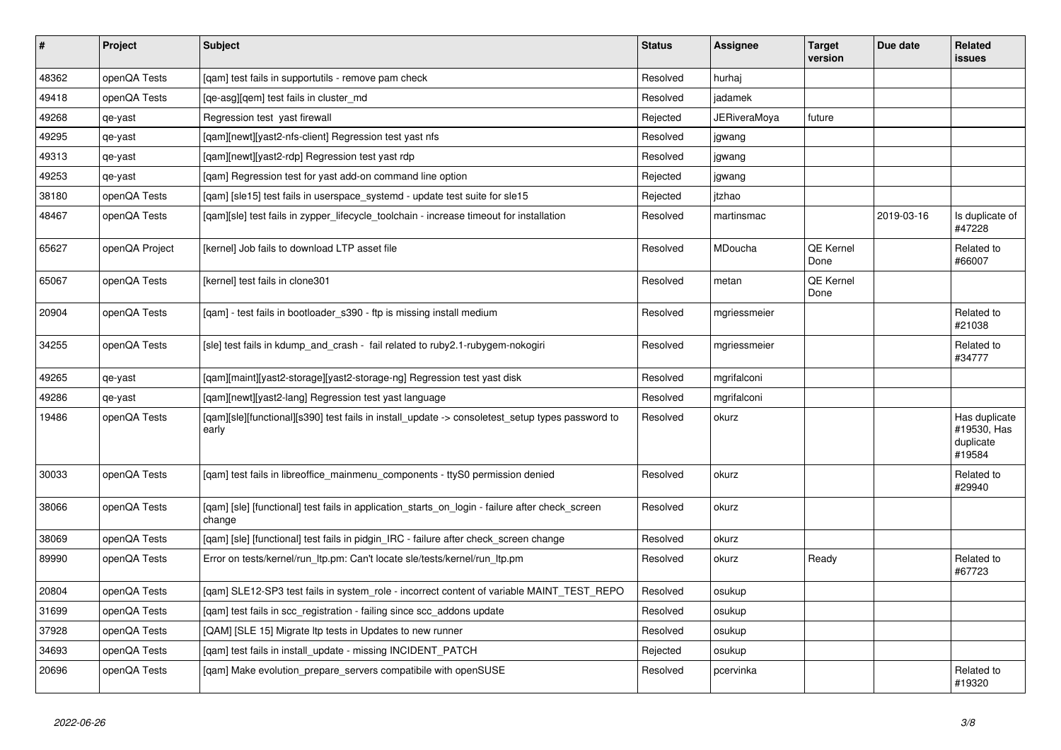| # | Project | Subject | Status | Assignee | Target version | Due date | Related issues |
|---|---|---|---|---|---|---|---|
| 48362 | openQA Tests | [qam] test fails in supportutils - remove pam check | Resolved | hurhaj | | | |
| 49418 | openQA Tests | [qe-asg][qem] test fails in cluster_md | Resolved | jadamek | | | |
| 49268 | qe-yast | Regression test yast firewall | Rejected | JERiveraMoya | future | | |
| 49295 | qe-yast | [qam][newt][yast2-nfs-client] Regression test yast nfs | Resolved | jgwang | | | |
| 49313 | qe-yast | [qam][newt][yast2-rdp] Regression test yast rdp | Resolved | jgwang | | | |
| 49253 | qe-yast | [qam] Regression test for yast add-on command line option | Rejected | jgwang | | | |
| 38180 | openQA Tests | [qam] [sle15] test fails in userspace_systemd - update test suite for sle15 | Rejected | jtzhao | | | |
| 48467 | openQA Tests | [qam][sle] test fails in zypper_lifecycle_toolchain - increase timeout for installation | Resolved | martinsmac | | 2019-03-16 | Is duplicate of #47228 |
| 65627 | openQA Project | [kernel] Job fails to download LTP asset file | Resolved | MDoucha | QE Kernel Done | | Related to #66007 |
| 65067 | openQA Tests | [kernel] test fails in clone301 | Resolved | metan | QE Kernel Done | | |
| 20904 | openQA Tests | [qam] - test fails in bootloader_s390 - ftp is missing install medium | Resolved | mgriessmeier | | | Related to #21038 |
| 34255 | openQA Tests | [sle] test fails in kdump_and_crash - fail related to ruby2.1-rubygem-nokogiri | Resolved | mgriessmeier | | | Related to #34777 |
| 49265 | qe-yast | [qam][maint][yast2-storage][yast2-storage-ng] Regression test yast disk | Resolved | mgrifalconi | | | |
| 49286 | qe-yast | [qam][newt][yast2-lang] Regression test yast language | Resolved | mgrifalconi | | | |
| 19486 | openQA Tests | [qam][sle][functional][s390] test fails in install_update -> consoletest_setup types password to early | Resolved | okurz | | | Has duplicate #19530, Has duplicate #19584 |
| 30033 | openQA Tests | [qam] test fails in libreoffice_mainmenu_components - ttyS0 permission denied | Resolved | okurz | | | Related to #29940 |
| 38066 | openQA Tests | [qam] [sle] [functional] test fails in application_starts_on_login - failure after check_screen change | Resolved | okurz | | | |
| 38069 | openQA Tests | [qam] [sle] [functional] test fails in pidgin_IRC - failure after check_screen change | Resolved | okurz | | | |
| 89990 | openQA Tests | Error on tests/kernel/run_ltp.pm: Can't locate sle/tests/kernel/run_ltp.pm | Resolved | okurz | Ready | | Related to #67723 |
| 20804 | openQA Tests | [qam] SLE12-SP3 test fails in system_role - incorrect content of variable MAINT_TEST_REPO | Resolved | osukup | | | |
| 31699 | openQA Tests | [qam] test fails in scc_registration - failing since scc_addons update | Resolved | osukup | | | |
| 37928 | openQA Tests | [QAM] [SLE 15] Migrate ltp tests in Updates to new runner | Resolved | osukup | | | |
| 34693 | openQA Tests | [qam] test fails in install_update - missing INCIDENT_PATCH | Rejected | osukup | | | |
| 20696 | openQA Tests | [qam] Make evolution_prepare_servers compatibile with openSUSE | Resolved | pcervinka | | | Related to #19320 |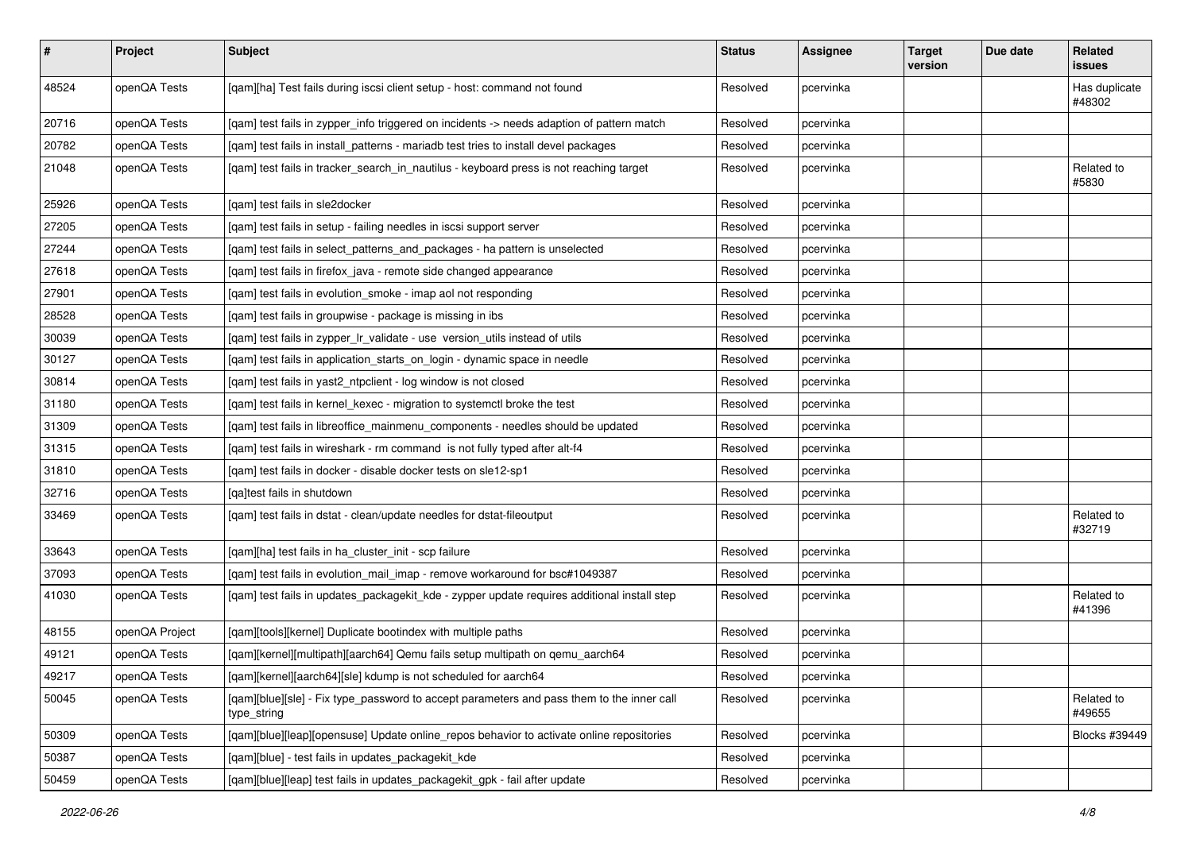| # | Project | Subject | Status | Assignee | Target version | Due date | Related issues |
|---|---|---|---|---|---|---|---|
| 48524 | openQA Tests | [qam][ha] Test fails during iscsi client setup - host: command not found | Resolved | pcervinka | | | Has duplicate #48302 |
| 20716 | openQA Tests | [qam] test fails in zypper_info triggered on incidents -> needs adaption of pattern match | Resolved | pcervinka | | | |
| 20782 | openQA Tests | [qam] test fails in install_patterns - mariadb test tries to install devel packages | Resolved | pcervinka | | | |
| 21048 | openQA Tests | [qam] test fails in tracker_search_in_nautilus - keyboard press is not reaching target | Resolved | pcervinka | | | Related to #5830 |
| 25926 | openQA Tests | [qam] test fails in sle2docker | Resolved | pcervinka | | | |
| 27205 | openQA Tests | [qam] test fails in setup - failing needles in iscsi support server | Resolved | pcervinka | | | |
| 27244 | openQA Tests | [qam] test fails in select_patterns_and_packages - ha pattern is unselected | Resolved | pcervinka | | | |
| 27618 | openQA Tests | [qam] test fails in firefox_java - remote side changed appearance | Resolved | pcervinka | | | |
| 27901 | openQA Tests | [qam] test fails in evolution_smoke - imap aol not responding | Resolved | pcervinka | | | |
| 28528 | openQA Tests | [qam] test fails in groupwise - package is missing in ibs | Resolved | pcervinka | | | |
| 30039 | openQA Tests | [qam] test fails in zypper_lr_validate - use version_utils instead of utils | Resolved | pcervinka | | | |
| 30127 | openQA Tests | [qam] test fails in application_starts_on_login - dynamic space in needle | Resolved | pcervinka | | | |
| 30814 | openQA Tests | [qam] test fails in yast2_ntpclient - log window is not closed | Resolved | pcervinka | | | |
| 31180 | openQA Tests | [qam] test fails in kernel_kexec - migration to systemctl broke the test | Resolved | pcervinka | | | |
| 31309 | openQA Tests | [qam] test fails in libreoffice_mainmenu_components - needles should be updated | Resolved | pcervinka | | | |
| 31315 | openQA Tests | [qam] test fails in wireshark - rm command is not fully typed after alt-f4 | Resolved | pcervinka | | | |
| 31810 | openQA Tests | [qam] test fails in docker - disable docker tests on sle12-sp1 | Resolved | pcervinka | | | |
| 32716 | openQA Tests | [qa]test fails in shutdown | Resolved | pcervinka | | | |
| 33469 | openQA Tests | [qam] test fails in dstat - clean/update needles for dstat-fileoutput | Resolved | pcervinka | | | Related to #32719 |
| 33643 | openQA Tests | [qam][ha] test fails in ha_cluster_init - scp failure | Resolved | pcervinka | | | |
| 37093 | openQA Tests | [qam] test fails in evolution_mail_imap - remove workaround for bsc#1049387 | Resolved | pcervinka | | | |
| 41030 | openQA Tests | [qam] test fails in updates_packagekit_kde - zypper update requires additional install step | Resolved | pcervinka | | | Related to #41396 |
| 48155 | openQA Project | [qam][tools][kernel] Duplicate bootindex with multiple paths | Resolved | pcervinka | | | |
| 49121 | openQA Tests | [qam][kernel][multipath][aarch64] Qemu fails setup multipath on qemu_aarch64 | Resolved | pcervinka | | | |
| 49217 | openQA Tests | [qam][kernel][aarch64][sle] kdump is not scheduled for aarch64 | Resolved | pcervinka | | | |
| 50045 | openQA Tests | [qam][blue][sle] - Fix type_password to accept parameters and pass them to the inner call type_string | Resolved | pcervinka | | | Related to #49655 |
| 50309 | openQA Tests | [qam][blue][leap][opensuse] Update online_repos behavior to activate online repositories | Resolved | pcervinka | | | Blocks #39449 |
| 50387 | openQA Tests | [qam][blue] - test fails in updates_packagekit_kde | Resolved | pcervinka | | | |
| 50459 | openQA Tests | [qam][blue][leap] test fails in updates_packagekit_gpk - fail after update | Resolved | pcervinka | | | |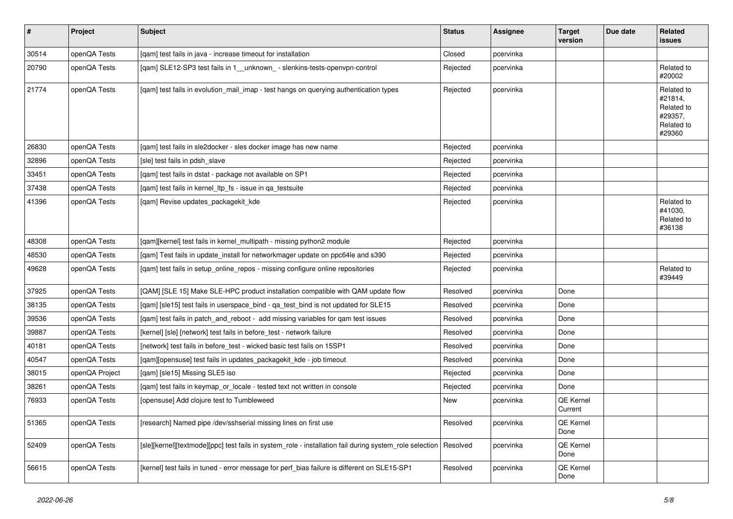| # | Project | Subject | Status | Assignee | Target version | Due date | Related issues |
|---|---|---|---|---|---|---|---|
| 30514 | openQA Tests | [qam] test fails in java - increase timeout for installation | Closed | pcervinka | | | |
| 20790 | openQA Tests | [qam] SLE12-SP3 test fails in 1__unknown_ - slenkins-tests-openvpn-control | Rejected | pcervinka | | | Related to #20002 |
| 21774 | openQA Tests | [qam] test fails in evolution_mail_imap - test hangs on querying authentication types | Rejected | pcervinka | | | Related to #21814, Related to #29357, Related to #29360 |
| 26830 | openQA Tests | [qam] test fails in sle2docker - sles docker image has new name | Rejected | pcervinka | | | |
| 32896 | openQA Tests | [sle] test fails in pdsh_slave | Rejected | pcervinka | | | |
| 33451 | openQA Tests | [qam] test fails in dstat - package not available on SP1 | Rejected | pcervinka | | | |
| 37438 | openQA Tests | [qam] test fails in kernel_ltp_fs - issue in qa_testsuite | Rejected | pcervinka | | | |
| 41396 | openQA Tests | [qam] Revise updates_packagekit_kde | Rejected | pcervinka | | | Related to #41030, Related to #36138 |
| 48308 | openQA Tests | [qam][kernel] test fails in kernel_multipath - missing python2 module | Rejected | pcervinka | | | |
| 48530 | openQA Tests | [qam] Test fails in update_install for networkmager update on ppc64le and s390 | Rejected | pcervinka | | | |
| 49628 | openQA Tests | [qam] test fails in setup_online_repos - missing configure online repositories | Rejected | pcervinka | | | Related to #39449 |
| 37925 | openQA Tests | [QAM] [SLE 15] Make SLE-HPC product installation compatible with QAM update flow | Resolved | pcervinka | Done | | |
| 38135 | openQA Tests | [qam] [sle15] test fails in userspace_bind - qa_test_bind is not updated for SLE15 | Resolved | pcervinka | Done | | |
| 39536 | openQA Tests | [qam] test fails in patch_and_reboot - add missing variables for qam test issues | Resolved | pcervinka | Done | | |
| 39887 | openQA Tests | [kernel] [sle] [network] test fails in before_test - network failure | Resolved | pcervinka | Done | | |
| 40181 | openQA Tests | [network] test fails in before_test - wicked basic test fails on 15SP1 | Resolved | pcervinka | Done | | |
| 40547 | openQA Tests | [qam][opensuse] test fails in updates_packagekit_kde - job timeout | Resolved | pcervinka | Done | | |
| 38015 | openQA Project | [qam] [sle15] Missing SLE5 iso | Rejected | pcervinka | Done | | |
| 38261 | openQA Tests | [qam] test fails in keymap_or_locale - tested text not written in console | Rejected | pcervinka | Done | | |
| 76933 | openQA Tests | [opensuse] Add clojure test to Tumbleweed | New | pcervinka | QE Kernel Current | | |
| 51365 | openQA Tests | [research] Named pipe /dev/sshserial missing lines on first use | Resolved | pcervinka | QE Kernel Done | | |
| 52409 | openQA Tests | [sle][kernel][textmode][ppc] test fails in system_role - installation fail during system_role selection | Resolved | pcervinka | QE Kernel Done | | |
| 56615 | openQA Tests | [kernel] test fails in tuned - error message for perf_bias failure is different on SLE15-SP1 | Resolved | pcervinka | QE Kernel Done | | |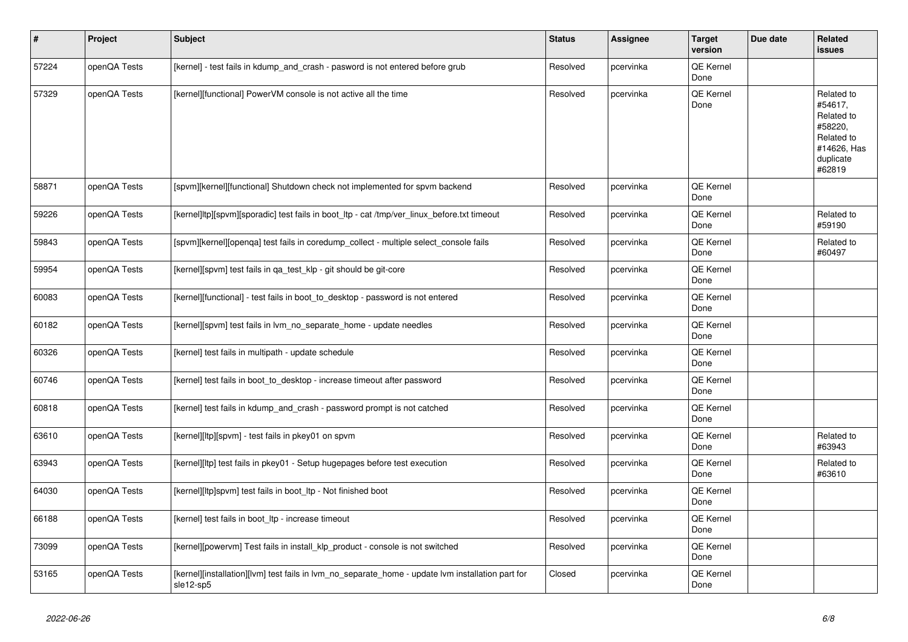| # | Project | Subject | Status | Assignee | Target version | Due date | Related issues |
|---|---|---|---|---|---|---|---|
| 57224 | openQA Tests | [kernel] - test fails in kdump_and_crash - pasword is not entered before grub | Resolved | pcervinka | QE Kernel Done | | |
| 57329 | openQA Tests | [kernel][functional] PowerVM console is not active all the time | Resolved | pcervinka | QE Kernel Done | | Related to #54617, Related to #58220, Related to #14626, Has duplicate #62819 |
| 58871 | openQA Tests | [spvm][kernel][functional] Shutdown check not implemented for spvm backend | Resolved | pcervinka | QE Kernel Done | | |
| 59226 | openQA Tests | [kernel]ltp][spvm][sporadic] test fails in boot_ltp - cat /tmp/ver_linux_before.txt timeout | Resolved | pcervinka | QE Kernel Done | | Related to #59190 |
| 59843 | openQA Tests | [spvm][kernel][openqa] test fails in coredump_collect - multiple select_console fails | Resolved | pcervinka | QE Kernel Done | | Related to #60497 |
| 59954 | openQA Tests | [kernel][spvm] test fails in qa_test_klp - git should be git-core | Resolved | pcervinka | QE Kernel Done | | |
| 60083 | openQA Tests | [kernel][functional] - test fails in boot_to_desktop - password is not entered | Resolved | pcervinka | QE Kernel Done | | |
| 60182 | openQA Tests | [kernel][spvm] test fails in lvm_no_separate_home - update needles | Resolved | pcervinka | QE Kernel Done | | |
| 60326 | openQA Tests | [kernel] test fails in multipath - update schedule | Resolved | pcervinka | QE Kernel Done | | |
| 60746 | openQA Tests | [kernel] test fails in boot_to_desktop - increase timeout after password | Resolved | pcervinka | QE Kernel Done | | |
| 60818 | openQA Tests | [kernel] test fails in kdump_and_crash - password prompt is not catched | Resolved | pcervinka | QE Kernel Done | | |
| 63610 | openQA Tests | [kernel][ltp][spvm] - test fails in pkey01 on spvm | Resolved | pcervinka | QE Kernel Done | | Related to #63943 |
| 63943 | openQA Tests | [kernel][ltp] test fails in pkey01 - Setup hugepages before test execution | Resolved | pcervinka | QE Kernel Done | | Related to #63610 |
| 64030 | openQA Tests | [kernel][ltp]spvm] test fails in boot_ltp - Not finished boot | Resolved | pcervinka | QE Kernel Done | | |
| 66188 | openQA Tests | [kernel] test fails in boot_ltp - increase timeout | Resolved | pcervinka | QE Kernel Done | | |
| 73099 | openQA Tests | [kernel][powervm] Test fails in install_klp_product - console is not switched | Resolved | pcervinka | QE Kernel Done | | |
| 53165 | openQA Tests | [kernel][installation][lvm] test fails in lvm_no_separate_home - update lvm installation part for sle12-sp5 | Closed | pcervinka | QE Kernel Done | | |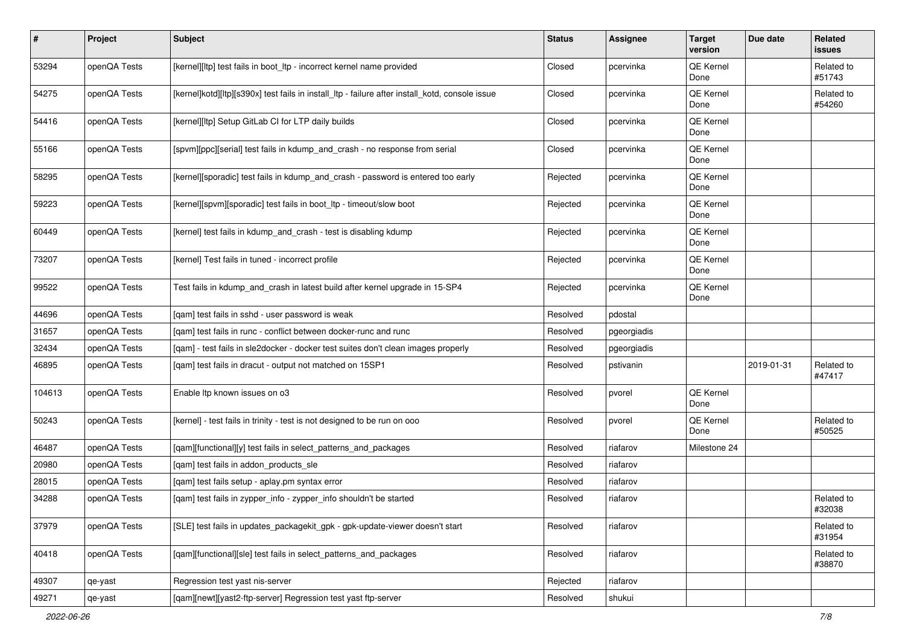| # | Project | Subject | Status | Assignee | Target version | Due date | Related issues |
|---|---|---|---|---|---|---|---|
| 53294 | openQA Tests | [kernel][ltp] test fails in boot_ltp - incorrect kernel name provided | Closed | pcervinka | QE Kernel Done | | Related to #51743 |
| 54275 | openQA Tests | [kernel]kotd][ltp][s390x] test fails in install_ltp - failure after install_kotd, console issue | Closed | pcervinka | QE Kernel Done | | Related to #54260 |
| 54416 | openQA Tests | [kernel][ltp] Setup GitLab CI for LTP daily builds | Closed | pcervinka | QE Kernel Done | | |
| 55166 | openQA Tests | [spvm][ppc][serial] test fails in kdump_and_crash - no response from serial | Closed | pcervinka | QE Kernel Done | | |
| 58295 | openQA Tests | [kernel][sporadic] test fails in kdump_and_crash - password is entered too early | Rejected | pcervinka | QE Kernel Done | | |
| 59223 | openQA Tests | [kernel][spvm][sporadic] test fails in boot_ltp - timeout/slow boot | Rejected | pcervinka | QE Kernel Done | | |
| 60449 | openQA Tests | [kernel] test fails in kdump_and_crash - test is disabling kdump | Rejected | pcervinka | QE Kernel Done | | |
| 73207 | openQA Tests | [kernel] Test fails in tuned - incorrect profile | Rejected | pcervinka | QE Kernel Done | | |
| 99522 | openQA Tests | Test fails in kdump_and_crash in latest build after kernel upgrade in 15-SP4 | Rejected | pcervinka | QE Kernel Done | | |
| 44696 | openQA Tests | [qam] test fails in sshd - user password is weak | Resolved | pdostal | | | |
| 31657 | openQA Tests | [qam] test fails in runc - conflict between docker-runc and runc | Resolved | pgeorgiadis | | | |
| 32434 | openQA Tests | [qam] - test fails in sle2docker - docker test suites don't clean images properly | Resolved | pgeorgiadis | | | |
| 46895 | openQA Tests | [qam] test fails in dracut - output not matched on 15SP1 | Resolved | pstivanin | | 2019-01-31 | Related to #47417 |
| 104613 | openQA Tests | Enable ltp known issues on o3 | Resolved | pvorel | QE Kernel Done | | |
| 50243 | openQA Tests | [kernel] - test fails in trinity - test is not designed to be run on ooo | Resolved | pvorel | QE Kernel Done | | Related to #50525 |
| 46487 | openQA Tests | [qam][functional][y] test fails in select_patterns_and_packages | Resolved | riafarov | Milestone 24 | | |
| 20980 | openQA Tests | [qam] test fails in addon_products_sle | Resolved | riafarov | | | |
| 28015 | openQA Tests | [qam] test fails setup - aplay.pm syntax error | Resolved | riafarov | | | |
| 34288 | openQA Tests | [qam] test fails in zypper_info - zypper_info shouldn't be started | Resolved | riafarov | | | Related to #32038 |
| 37979 | openQA Tests | [SLE] test fails in updates_packagekit_gpk - gpk-update-viewer doesn't start | Resolved | riafarov | | | Related to #31954 |
| 40418 | openQA Tests | [qam][functional][sle] test fails in select_patterns_and_packages | Resolved | riafarov | | | Related to #38870 |
| 49307 | qe-yast | Regression test yast nis-server | Rejected | riafarov | | | |
| 49271 | qe-yast | [qam][newt][yast2-ftp-server] Regression test yast ftp-server | Resolved | shukui | | | |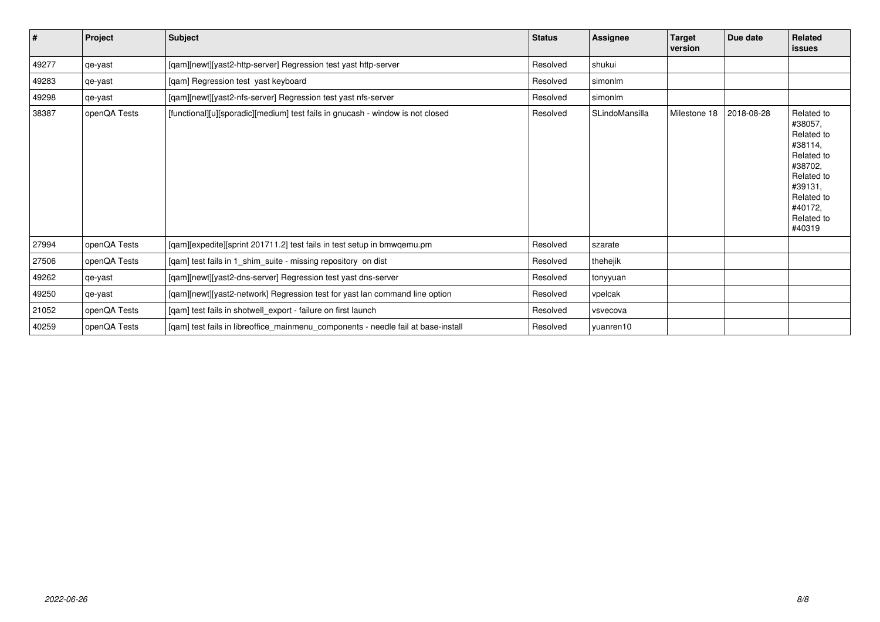| # | Project | Subject | Status | Assignee | Target version | Due date | Related issues |
|---|---|---|---|---|---|---|---|
| 49277 | qe-yast | [qam][newt][yast2-http-server] Regression test yast http-server | Resolved | shukui | | | |
| 49283 | qe-yast | [qam] Regression test yast keyboard | Resolved | simonlm | | | |
| 49298 | qe-yast | [qam][newt][yast2-nfs-server] Regression test yast nfs-server | Resolved | simonlm | | | |
| 38387 | openQA Tests | [functional][u][sporadic][medium] test fails in gnucash - window is not closed | Resolved | SLindoMansilla | Milestone 18 | 2018-08-28 | Related to #38057, Related to #38114, Related to #38702, Related to #39131, Related to #40172, Related to #40319 |
| 27994 | openQA Tests | [qam][expedite][sprint 201711.2] test fails in test setup in bmwqemu.pm | Resolved | szarate | | | |
| 27506 | openQA Tests | [qam] test fails in 1_shim_suite - missing repository on dist | Resolved | thehejik | | | |
| 49262 | qe-yast | [qam][newt][yast2-dns-server] Regression test yast dns-server | Resolved | tonyyuan | | | |
| 49250 | qe-yast | [qam][newt][yast2-network] Regression test for yast lan command line option | Resolved | vpelcak | | | |
| 21052 | openQA Tests | [qam] test fails in shotwell_export - failure on first launch | Resolved | vsvecova | | | |
| 40259 | openQA Tests | [qam] test fails in libreoffice_mainmenu_components - needle fail at base-install | Resolved | yuanren10 | | | |